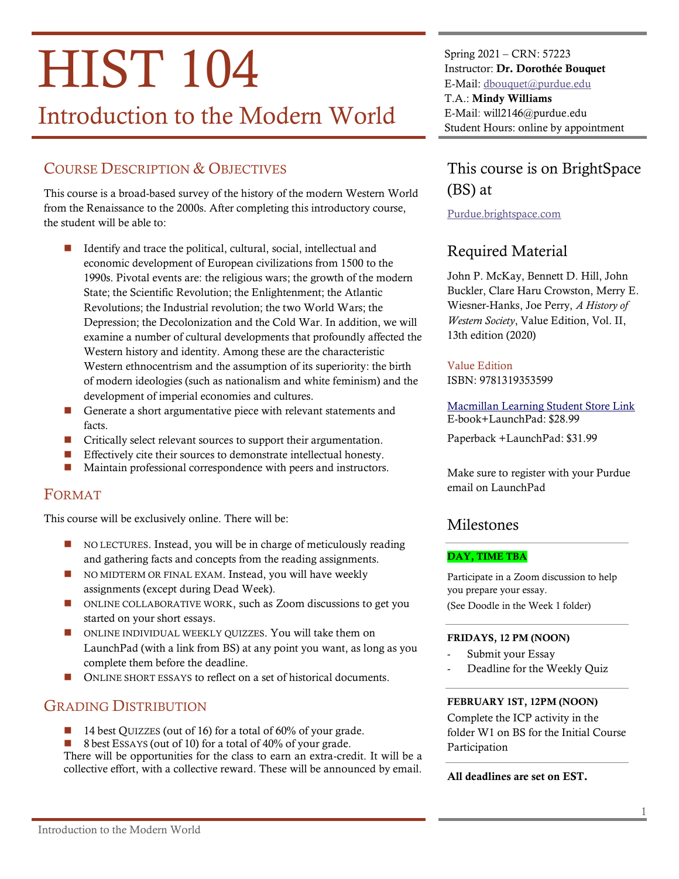# HIST 104

## Introduction to the Modern World

Spring 2021 – CRN: 57223
Instructor: **Dr. Dorothée Bouquet**
E-Mail: dbouquet@purdue.edu
T.A.: **Mindy Williams**
E-Mail: will2146@purdue.edu
Student Hours: online by appointment

## Course Description & Objectives

This course is a broad-based survey of the history of the modern Western World from the Renaissance to the 2000s. After completing this introductory course, the student will be able to:

- Identify and trace the political, cultural, social, intellectual and economic development of European civilizations from 1500 to the 1990s. Pivotal events are: the religious wars; the growth of the modern State; the Scientific Revolution; the Enlightenment; the Atlantic Revolutions; the Industrial revolution; the two World Wars; the Depression; the Decolonization and the Cold War. In addition, we will examine a number of cultural developments that profoundly affected the Western history and identity. Among these are the characteristic Western ethnocentrism and the assumption of its superiority: the birth of modern ideologies (such as nationalism and white feminism) and the development of imperial economies and cultures.
- Generate a short argumentative piece with relevant statements and facts.
- Critically select relevant sources to support their argumentation.
- Effectively cite their sources to demonstrate intellectual honesty.
- Maintain professional correspondence with peers and instructors.

## Format

This course will be exclusively online. There will be:

- NO LECTURES. Instead, you will be in charge of meticulously reading and gathering facts and concepts from the reading assignments.
- NO MIDTERM OR FINAL EXAM. Instead, you will have weekly assignments (except during Dead Week).
- ONLINE COLLABORATIVE WORK, such as Zoom discussions to get you started on your short essays.
- ONLINE INDIVIDUAL WEEKLY QUIZZES. You will take them on LaunchPad (with a link from BS) at any point you want, as long as you complete them before the deadline.
- ONLINE SHORT ESSAYS to reflect on a set of historical documents.

## Grading Distribution

- 14 best QUIZZES (out of 16) for a total of 60% of your grade.
- 8 best ESSAYS (out of 10) for a total of 40% of your grade.

There will be opportunities for the class to earn an extra-credit. It will be a collective effort, with a collective reward. These will be announced by email.

## This course is on BrightSpace (BS) at

Purdue.brightspace.com

## Required Material

John P. McKay, Bennett D. Hill, John Buckler, Clare Haru Crowston, Merry E. Wiesner-Hanks, Joe Perry, *A History of Western Society*, Value Edition, Vol. II, 13th edition (2020)

Value Edition
ISBN: 9781319353599

Macmillan Learning Student Store Link
E-book+LaunchPad: $28.99

Paperback +LaunchPad: $31.99

Make sure to register with your Purdue email on LaunchPad

## Milestones

**DAY, TIME TBA**

Participate in a Zoom discussion to help you prepare your essay.
(See Doodle in the Week 1 folder)

**FRIDAYS, 12 PM (NOON)**

- Submit your Essay
- Deadline for the Weekly Quiz

**FEBRUARY 1ST, 12PM (NOON)**

Complete the ICP activity in the folder W1 on BS for the Initial Course Participation

**All deadlines are set on EST.**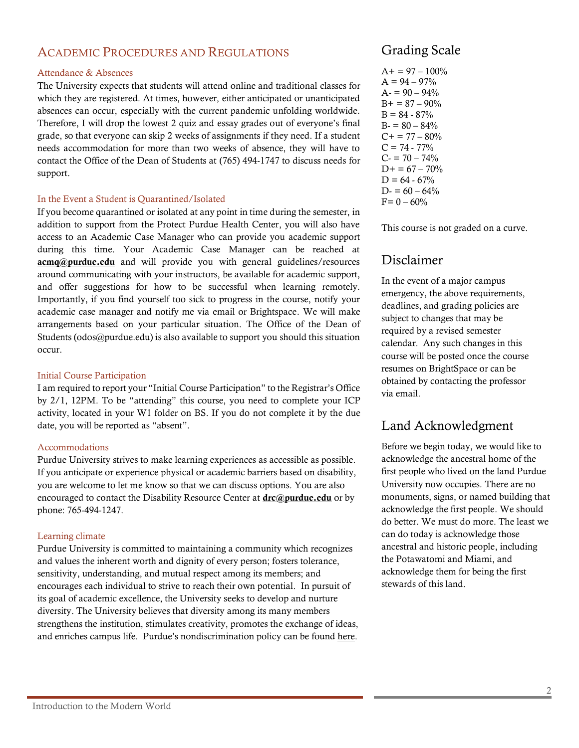# Academic Procedures and Regulations

### Attendance & Absences

The University expects that students will attend online and traditional classes for which they are registered. At times, however, either anticipated or unanticipated absences can occur, especially with the current pandemic unfolding worldwide. Therefore, I will drop the lowest 2 quiz and essay grades out of everyone's final grade, so that everyone can skip 2 weeks of assignments if they need. If a student needs accommodation for more than two weeks of absence, they will have to contact the Office of the Dean of Students at (765) 494-1747 to discuss needs for support.

### In the Event a Student is Quarantined/Isolated

If you become quarantined or isolated at any point in time during the semester, in addition to support from the Protect Purdue Health Center, you will also have access to an Academic Case Manager who can provide you academic support during this time. Your Academic Case Manager can be reached at **acmq@purdue.edu** and will provide you with general guidelines/resources around communicating with your instructors, be available for academic support, and offer suggestions for how to be successful when learning remotely. Importantly, if you find yourself too sick to progress in the course, notify your academic case manager and notify me via email or Brightspace. We will make arrangements based on your particular situation. The Office of the Dean of Students (odos@purdue.edu) is also available to support you should this situation occur.

### Initial Course Participation

I am required to report your "Initial Course Participation" to the Registrar's Office by 2/1, 12PM. To be "attending" this course, you need to complete your ICP activity, located in your W1 folder on BS. If you do not complete it by the due date, you will be reported as "absent".

### Accommodations

Purdue University strives to make learning experiences as accessible as possible. If you anticipate or experience physical or academic barriers based on disability, you are welcome to let me know so that we can discuss options. You are also encouraged to contact the Disability Resource Center at **drc@purdue.edu** or by phone: 765-494-1247.

### Learning climate

Purdue University is committed to maintaining a community which recognizes and values the inherent worth and dignity of every person; fosters tolerance, sensitivity, understanding, and mutual respect among its members; and encourages each individual to strive to reach their own potential. In pursuit of its goal of academic excellence, the University seeks to develop and nurture diversity. The University believes that diversity among its many members strengthens the institution, stimulates creativity, promotes the exchange of ideas, and enriches campus life. Purdue's nondiscrimination policy can be found here.

## Grading Scale

A+ = 97 – 100%
A = 94 – 97%
A- = 90 – 94%
B+ = 87 – 90%
B = 84 - 87%
B- = 80 – 84%
C+ = 77 – 80%
C = 74 - 77%
C- = 70 – 74%
D+ = 67 – 70%
D = 64 - 67%
D- = 60 – 64%
F= 0 – 60%

This course is not graded on a curve.

## Disclaimer

In the event of a major campus emergency, the above requirements, deadlines, and grading policies are subject to changes that may be required by a revised semester calendar. Any such changes in this course will be posted once the course resumes on BrightSpace or can be obtained by contacting the professor via email.

## Land Acknowledgment

Before we begin today, we would like to acknowledge the ancestral home of the first people who lived on the land Purdue University now occupies. There are no monuments, signs, or named building that acknowledge the first people. We should do better. We must do more. The least we can do today is acknowledge those ancestral and historic people, including the Potawatomi and Miami, and acknowledge them for being the first stewards of this land.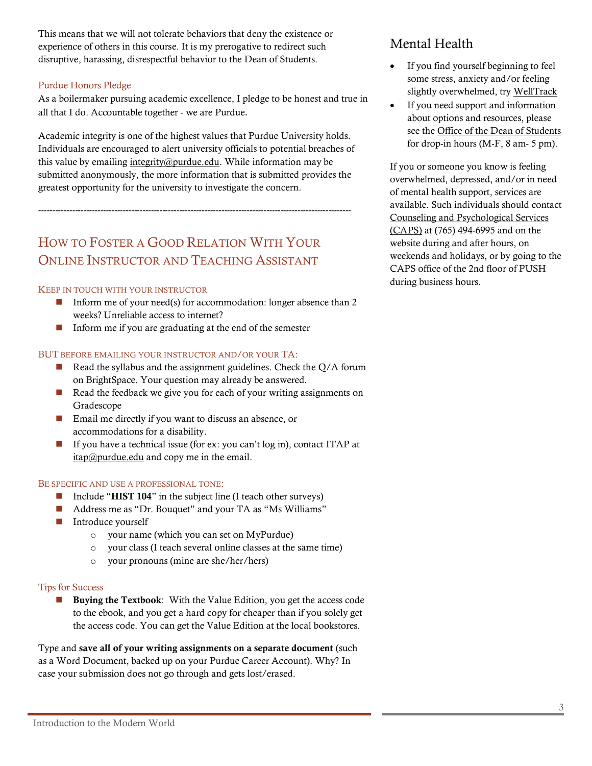This means that we will not tolerate behaviors that deny the existence or experience of others in this course. It is my prerogative to redirect such disruptive, harassing, disrespectful behavior to the Dean of Students.

### Purdue Honors Pledge

As a boilermaker pursuing academic excellence, I pledge to be honest and true in all that I do. Accountable together - we are Purdue.

Academic integrity is one of the highest values that Purdue University holds. Individuals are encouraged to alert university officials to potential breaches of this value by emailing integrity@purdue.edu. While information may be submitted anonymously, the more information that is submitted provides the greatest opportunity for the university to investigate the concern.

---

## How to Foster a Good Relation With Your Online Instructor and Teaching Assistant

### Keep in touch with your instructor

- Inform me of your need(s) for accommodation: longer absence than 2 weeks? Unreliable access to internet?
- Inform me if you are graduating at the end of the semester

### BUT before emailing your instructor and/or your TA:

- Read the syllabus and the assignment guidelines. Check the Q/A forum on BrightSpace. Your question may already be answered.
- Read the feedback we give you for each of your writing assignments on Gradescope
- Email me directly if you want to discuss an absence, or accommodations for a disability.
- If you have a technical issue (for ex: you can't log in), contact ITAP at itap@purdue.edu and copy me in the email.

### Be specific and use a professional tone:

- Include "**HIST 104**" in the subject line (I teach other surveys)
- Address me as "Dr. Bouquet" and your TA as "Ms Williams"
- Introduce yourself
  - your name (which you can set on MyPurdue)
  - your class (I teach several online classes at the same time)
  - your pronouns (mine are she/her/hers)

### Tips for Success

- **Buying the Textbook**: With the Value Edition, you get the access code to the ebook, and you get a hard copy for cheaper than if you solely get the access code. You can get the Value Edition at the local bookstores.

Type and **save all of your writing assignments on a separate document** (such as a Word Document, backed up on your Purdue Career Account). Why? In case your submission does not go through and gets lost/erased.

## Mental Health

- If you find yourself beginning to feel some stress, anxiety and/or feeling slightly overwhelmed, try WellTrack
- If you need support and information about options and resources, please see the Office of the Dean of Students for drop-in hours (M-F, 8 am- 5 pm).

If you or someone you know is feeling overwhelmed, depressed, and/or in need of mental health support, services are available. Such individuals should contact Counseling and Psychological Services (CAPS) at (765) 494-6995 and on the website during and after hours, on weekends and holidays, or by going to the CAPS office of the 2nd floor of PUSH during business hours.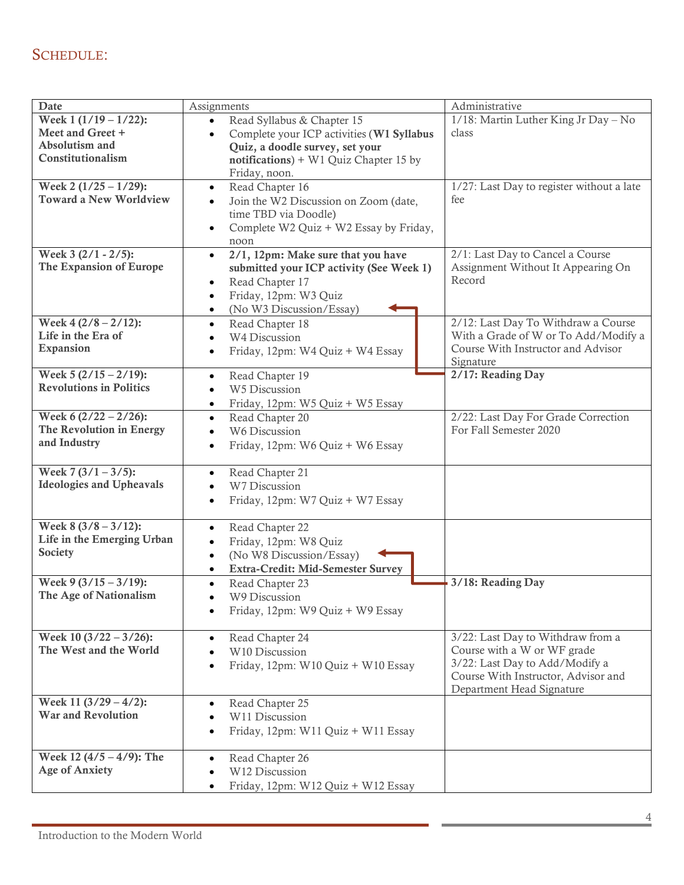## SCHEDULE:

| Date | Assignments | Administrative |
|---|---|---|
| **Week 1 (1/19 – 1/22): Meet and Greet + Absolutism and Constitutionalism** | • Read Syllabus & Chapter 15<br>• Complete your ICP activities (**W1 Syllabus Quiz, a doodle survey, set your notifications**) + W1 Quiz Chapter 15 by Friday, noon. | 1/18: Martin Luther King Jr Day – No class |
| **Week 2 (1/25 – 1/29): Toward a New Worldview** | • Read Chapter 16<br>• Join the W2 Discussion on Zoom (date, time TBD via Doodle)<br>• Complete W2 Quiz + W2 Essay by Friday, noon | 1/27: Last Day to register without a late fee |
| **Week 3 (2/1 - 2/5): The Expansion of Europe** | • **2/1, 12pm: Make sure that you have submitted your ICP activity (See Week 1)**<br>• Read Chapter 17<br>• Friday, 12pm: W3 Quiz<br>• (No W3 Discussion/Essay) | 2/1: Last Day to Cancel a Course Assignment Without It Appearing On Record |
| **Week 4 (2/8 – 2/12): Life in the Era of Expansion** | • Read Chapter 18<br>• W4 Discussion<br>• Friday, 12pm: W4 Quiz + W4 Essay | 2/12: Last Day To Withdraw a Course With a Grade of W or To Add/Modify a Course With Instructor and Advisor Signature |
| **Week 5 (2/15 – 2/19): Revolutions in Politics** | • Read Chapter 19<br>• W5 Discussion<br>• Friday, 12pm: W5 Quiz + W5 Essay | **2/17: Reading Day** |
| **Week 6 (2/22 – 2/26): The Revolution in Energy and Industry** | • Read Chapter 20<br>• W6 Discussion<br>• Friday, 12pm: W6 Quiz + W6 Essay | 2/22: Last Day For Grade Correction For Fall Semester 2020 |
| **Week 7 (3/1 – 3/5): Ideologies and Upheavals** | • Read Chapter 21<br>• W7 Discussion<br>• Friday, 12pm: W7 Quiz + W7 Essay | |
| **Week 8 (3/8 – 3/12): Life in the Emerging Urban Society** | • Read Chapter 22<br>• Friday, 12pm: W8 Quiz<br>• (No W8 Discussion/Essay)<br>• **Extra-Credit: Mid-Semester Survey** | |
| **Week 9 (3/15 – 3/19): The Age of Nationalism** | • Read Chapter 23<br>• W9 Discussion<br>• Friday, 12pm: W9 Quiz + W9 Essay | **3/18: Reading Day** |
| **Week 10 (3/22 – 3/26): The West and the World** | • Read Chapter 24<br>• W10 Discussion<br>• Friday, 12pm: W10 Quiz + W10 Essay | 3/22: Last Day to Withdraw from a Course with a W or WF grade<br>3/22: Last Day to Add/Modify a Course With Instructor, Advisor and Department Head Signature |
| **Week 11 (3/29 – 4/2): War and Revolution** | • Read Chapter 25<br>• W11 Discussion<br>• Friday, 12pm: W11 Quiz + W11 Essay | |
| **Week 12 (4/5 – 4/9): The Age of Anxiety** | • Read Chapter 26<br>• W12 Discussion<br>• Friday, 12pm: W12 Quiz + W12 Essay | |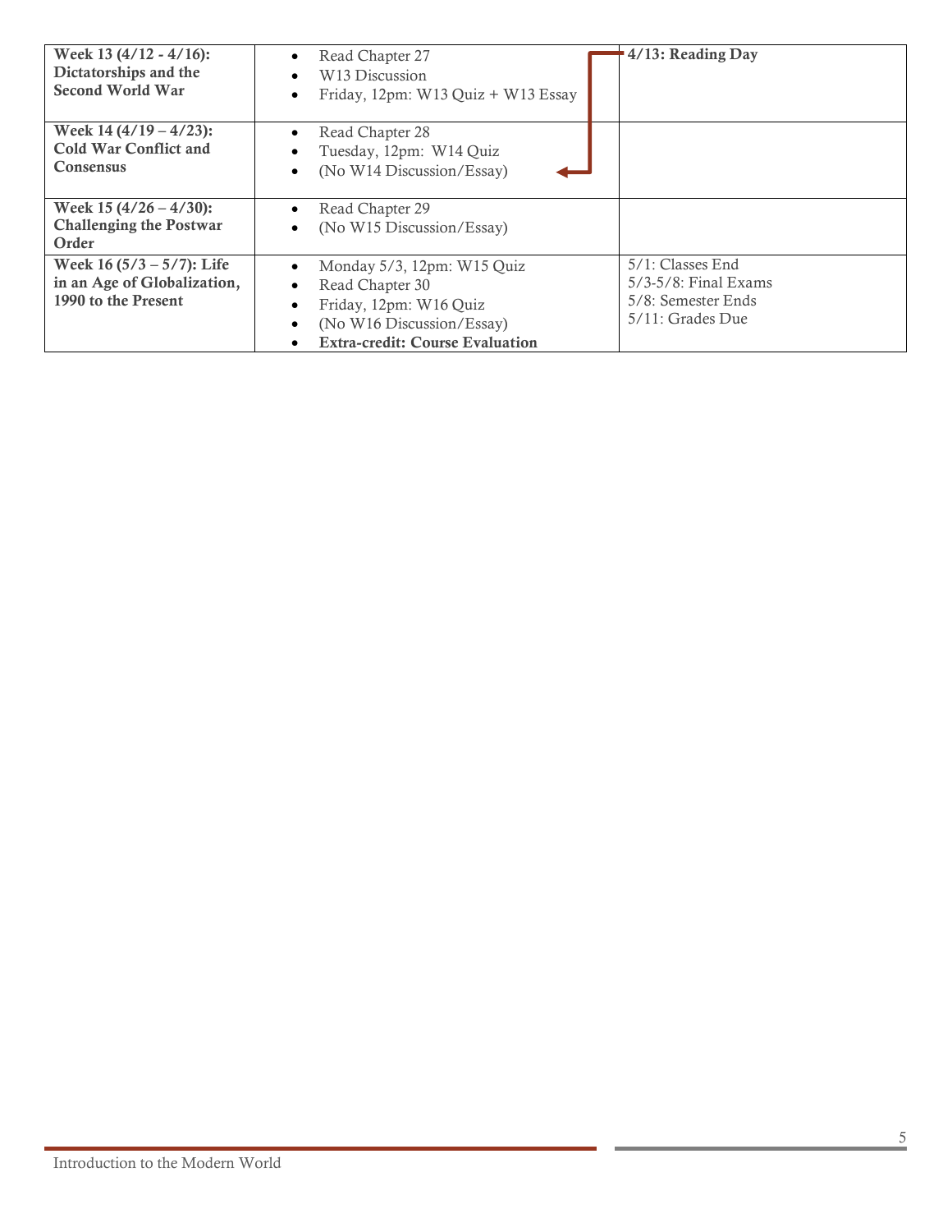| | | |
|---|---|---|
| **Week 13 (4/12 - 4/16): Dictatorships and the Second World War** | • Read Chapter 27<br>• W13 Discussion<br>• Friday, 12pm: W13 Quiz + W13 Essay | **4/13: Reading Day** |
| **Week 14 (4/19 – 4/23): Cold War Conflict and Consensus** | • Read Chapter 28<br>• Tuesday, 12pm: W14 Quiz<br>• (No W14 Discussion/Essay) | |
| **Week 15 (4/26 – 4/30): Challenging the Postwar Order** | • Read Chapter 29<br>• (No W15 Discussion/Essay) | |
| **Week 16 (5/3 – 5/7): Life in an Age of Globalization, 1990 to the Present** | • Monday 5/3, 12pm: W15 Quiz<br>• Read Chapter 30<br>• Friday, 12pm: W16 Quiz<br>• (No W16 Discussion/Essay)<br>• **Extra-credit: Course Evaluation** | 5/1: Classes End<br>5/3-5/8: Final Exams<br>5/8: Semester Ends<br>5/11: Grades Due |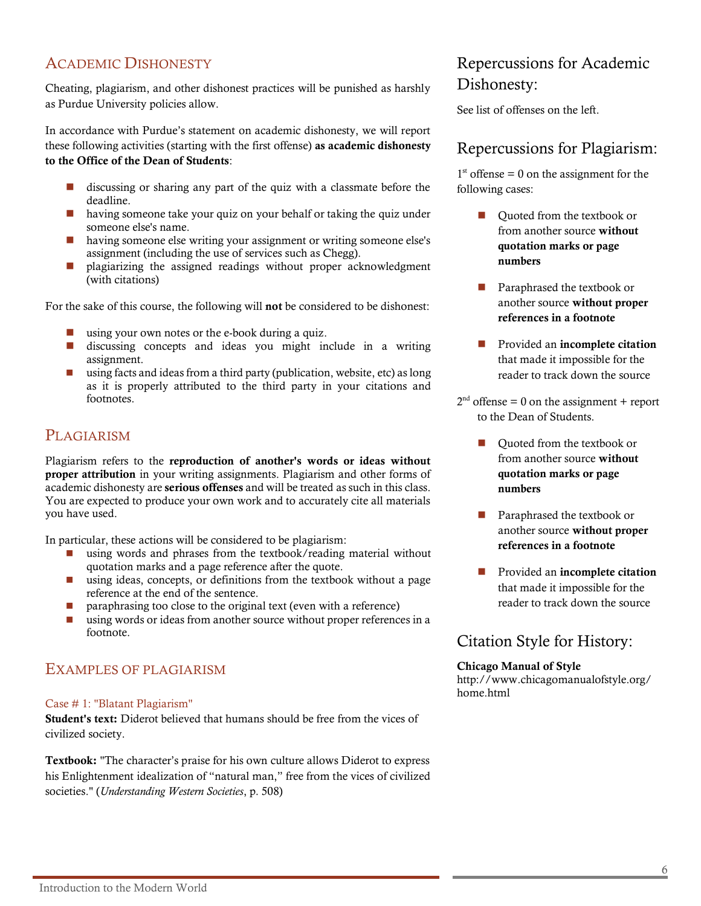## ACADEMIC DISHONESTY

Cheating, plagiarism, and other dishonest practices will be punished as harshly as Purdue University policies allow.

In accordance with Purdue's statement on academic dishonesty, we will report these following activities (starting with the first offense) **as academic dishonesty to the Office of the Dean of Students**:

- discussing or sharing any part of the quiz with a classmate before the deadline.
- having someone take your quiz on your behalf or taking the quiz under someone else's name.
- having someone else writing your assignment or writing someone else's assignment (including the use of services such as Chegg).
- plagiarizing the assigned readings without proper acknowledgment (with citations)

For the sake of this course, the following will **not** be considered to be dishonest:

- using your own notes or the e-book during a quiz.
- discussing concepts and ideas you might include in a writing assignment.
- using facts and ideas from a third party (publication, website, etc) as long as it is properly attributed to the third party in your citations and footnotes.

## PLAGIARISM

Plagiarism refers to the **reproduction of another's words or ideas without proper attribution** in your writing assignments. Plagiarism and other forms of academic dishonesty are **serious offenses** and will be treated as such in this class. You are expected to produce your own work and to accurately cite all materials you have used.

In particular, these actions will be considered to be plagiarism:

- using words and phrases from the textbook/reading material without quotation marks and a page reference after the quote.
- using ideas, concepts, or definitions from the textbook without a page reference at the end of the sentence.
- paraphrasing too close to the original text (even with a reference)
- using words or ideas from another source without proper references in a footnote.

## EXAMPLES OF PLAGIARISM

### Case # 1: "Blatant Plagiarism"

**Student's text:** Diderot believed that humans should be free from the vices of civilized society.

**Textbook:** "The character's praise for his own culture allows Diderot to express his Enlightenment idealization of "natural man," free from the vices of civilized societies." (*Understanding Western Societies*, p. 508)

## Repercussions for Academic Dishonesty:

See list of offenses on the left.

## Repercussions for Plagiarism:

1st offense = 0 on the assignment for the following cases:

- Quoted from the textbook or from another source **without quotation marks or page numbers**
- Paraphrased the textbook or another source **without proper references in a footnote**
- Provided an **incomplete citation** that made it impossible for the reader to track down the source

2nd offense = 0 on the assignment + report to the Dean of Students.

- Quoted from the textbook or from another source **without quotation marks or page numbers**
- Paraphrased the textbook or another source **without proper references in a footnote**
- Provided an **incomplete citation** that made it impossible for the reader to track down the source

## Citation Style for History:

**Chicago Manual of Style**
http://www.chicagomanualofstyle.org/home.html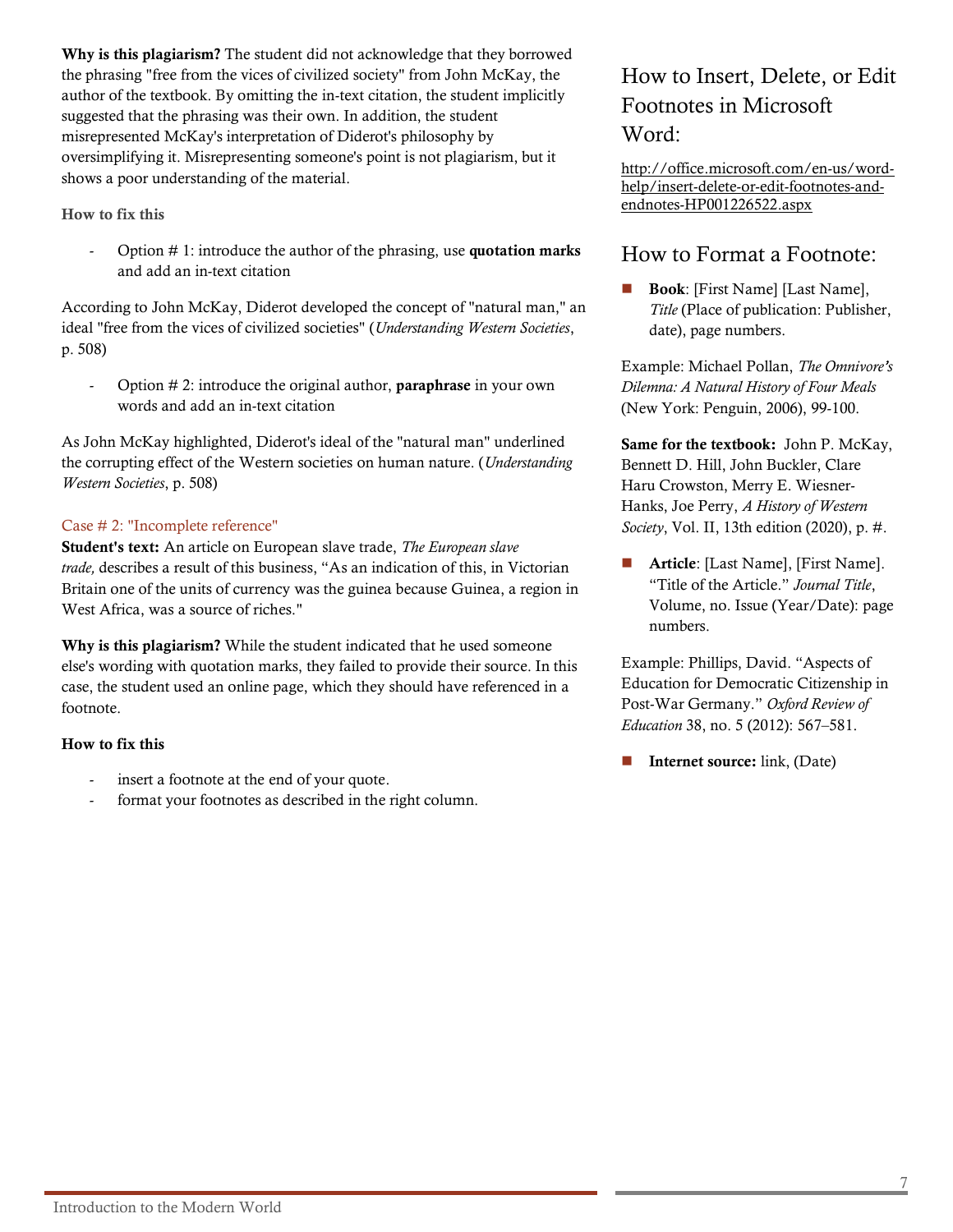**Why is this plagiarism?** The student did not acknowledge that they borrowed the phrasing "free from the vices of civilized society" from John McKay, the author of the textbook. By omitting the in-text citation, the student implicitly suggested that the phrasing was their own. In addition, the student misrepresented McKay's interpretation of Diderot's philosophy by oversimplifying it. Misrepresenting someone's point is not plagiarism, but it shows a poor understanding of the material.

**How to fix this**

- Option # 1: introduce the author of the phrasing, use **quotation marks** and add an in-text citation

According to John McKay, Diderot developed the concept of "natural man," an ideal "free from the vices of civilized societies" (*Understanding Western Societies*, p. 508)

- Option # 2: introduce the original author, **paraphrase** in your own words and add an in-text citation

As John McKay highlighted, Diderot's ideal of the "natural man" underlined the corrupting effect of the Western societies on human nature. (*Understanding Western Societies*, p. 508)

### Case # 2: "Incomplete reference"

**Student's text:** An article on European slave trade, *The European slave trade,* describes a result of this business, "As an indication of this, in Victorian Britain one of the units of currency was the guinea because Guinea, a region in West Africa, was a source of riches."

**Why is this plagiarism?** While the student indicated that he used someone else's wording with quotation marks, they failed to provide their source. In this case, the student used an online page, which they should have referenced in a footnote.

**How to fix this**

- insert a footnote at the end of your quote.
- format your footnotes as described in the right column.

## How to Insert, Delete, or Edit Footnotes in Microsoft Word:

http://office.microsoft.com/en-us/word-help/insert-delete-or-edit-footnotes-and-endnotes-HP001226522.aspx

## How to Format a Footnote:

- **Book**: [First Name] [Last Name], *Title* (Place of publication: Publisher, date), page numbers.

Example: Michael Pollan, *The Omnivore's Dilemna: A Natural History of Four Meals* (New York: Penguin, 2006), 99-100.

**Same for the textbook:** John P. McKay, Bennett D. Hill, John Buckler, Clare Haru Crowston, Merry E. Wiesner-Hanks, Joe Perry, *A History of Western Society*, Vol. II, 13th edition (2020), p. #.

- **Article**: [Last Name], [First Name]. "Title of the Article." *Journal Title*, Volume, no. Issue (Year/Date): page numbers.

Example: Phillips, David. "Aspects of Education for Democratic Citizenship in Post-War Germany." *Oxford Review of Education* 38, no. 5 (2012): 567–581.

- **Internet source:** link, (Date)